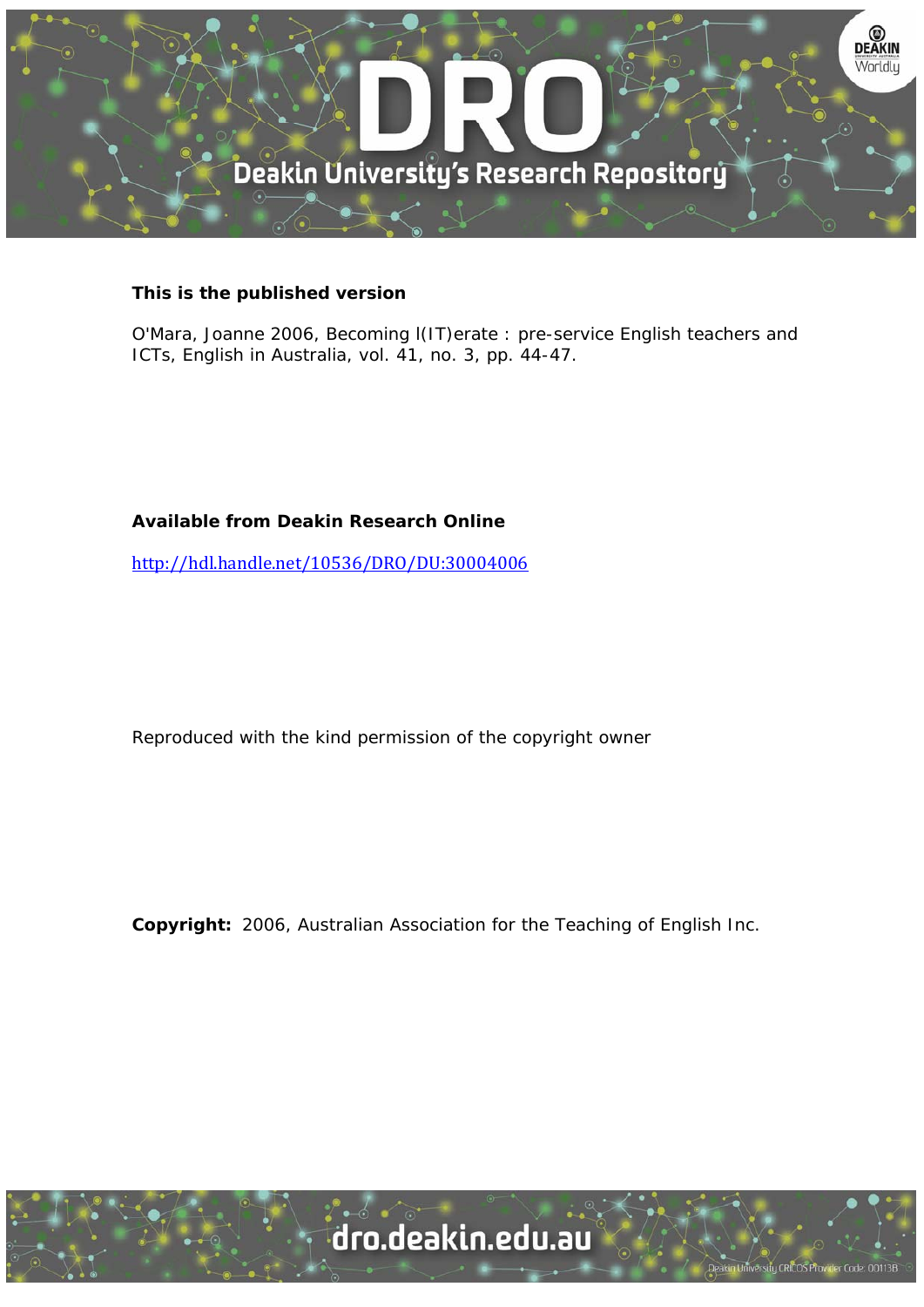**This is the published version**

O'Mara, Joanne 2006, Becoming l(IT)erate : pre-service English teachers and ICTs, English in Australia, vol. 41, no. 3, pp. 44-47.

**Available from Deakin Research Online**

http://hdl.handle.net/10536/DRO/DU:30004006

Reproduced with the kind permission of the copyright owner

**Copyright:** 2006, Australian Association for the Teaching of English Inc.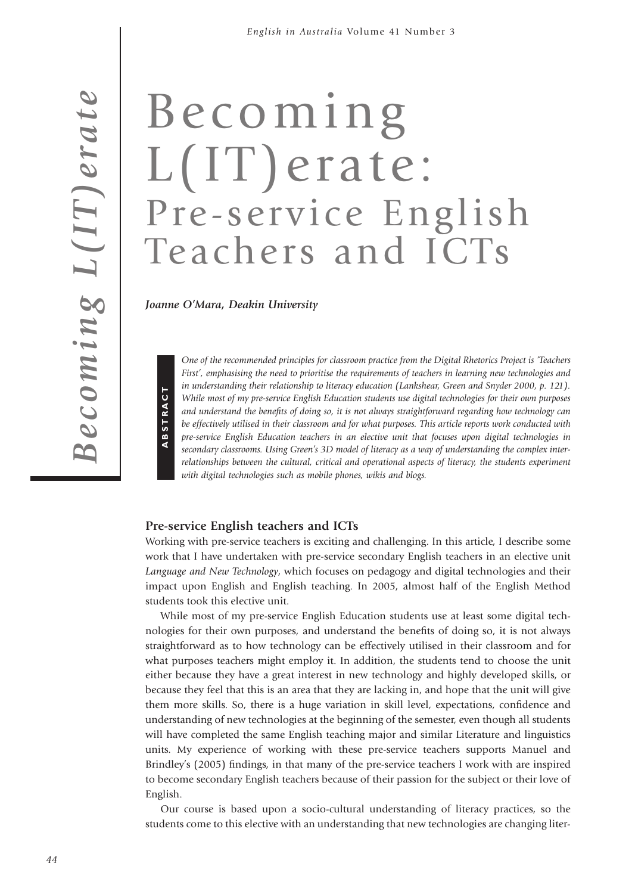# Becoming L(IT)erate: Pre-service English Teachers and ICTs

***Joanne O'Mara, Deakin University***

**ABSTRACT**

*One of the recommended principles for classroom practice from the Digital Rhetorics Project is 'Teachers First', emphasising the need to prioritise the requirements of teachers in learning new technologies and in understanding their relationship to literacy education (Lankshear, Green and Snyder 2000, p. 121). While most of my pre-service English Education students use digital technologies for their own purposes and understand the benefits of doing so, it is not always straightforward regarding how technology can be effectively utilised in their classroom and for what purposes. This article reports work conducted with pre-service English Education teachers in an elective unit that focuses upon digital technologies in secondary classrooms. Using Green's 3D model of literacy as a way of understanding the complex inter-relationships between the cultural, critical and operational aspects of literacy, the students experiment with digital technologies such as mobile phones, wikis and blogs.*

## Pre-service English teachers and ICTs

Working with pre-service teachers is exciting and challenging. In this article, I describe some work that I have undertaken with pre-service secondary English teachers in an elective unit *Language and New Technology*, which focuses on pedagogy and digital technologies and their impact upon English and English teaching. In 2005, almost half of the English Method students took this elective unit.

While most of my pre-service English Education students use at least some digital technologies for their own purposes, and understand the benefits of doing so, it is not always straightforward as to how technology can be effectively utilised in their classroom and for what purposes teachers might employ it. In addition, the students tend to choose the unit either because they have a great interest in new technology and highly developed skills, or because they feel that this is an area that they are lacking in, and hope that the unit will give them more skills. So, there is a huge variation in skill level, expectations, confidence and understanding of new technologies at the beginning of the semester, even though all students will have completed the same English teaching major and similar Literature and linguistics units. My experience of working with these pre-service teachers supports Manuel and Brindley's (2005) findings, in that many of the pre-service teachers I work with are inspired to become secondary English teachers because of their passion for the subject or their love of English.

Our course is based upon a socio-cultural understanding of literacy practices, so the students come to this elective with an understanding that new technologies are changing liter-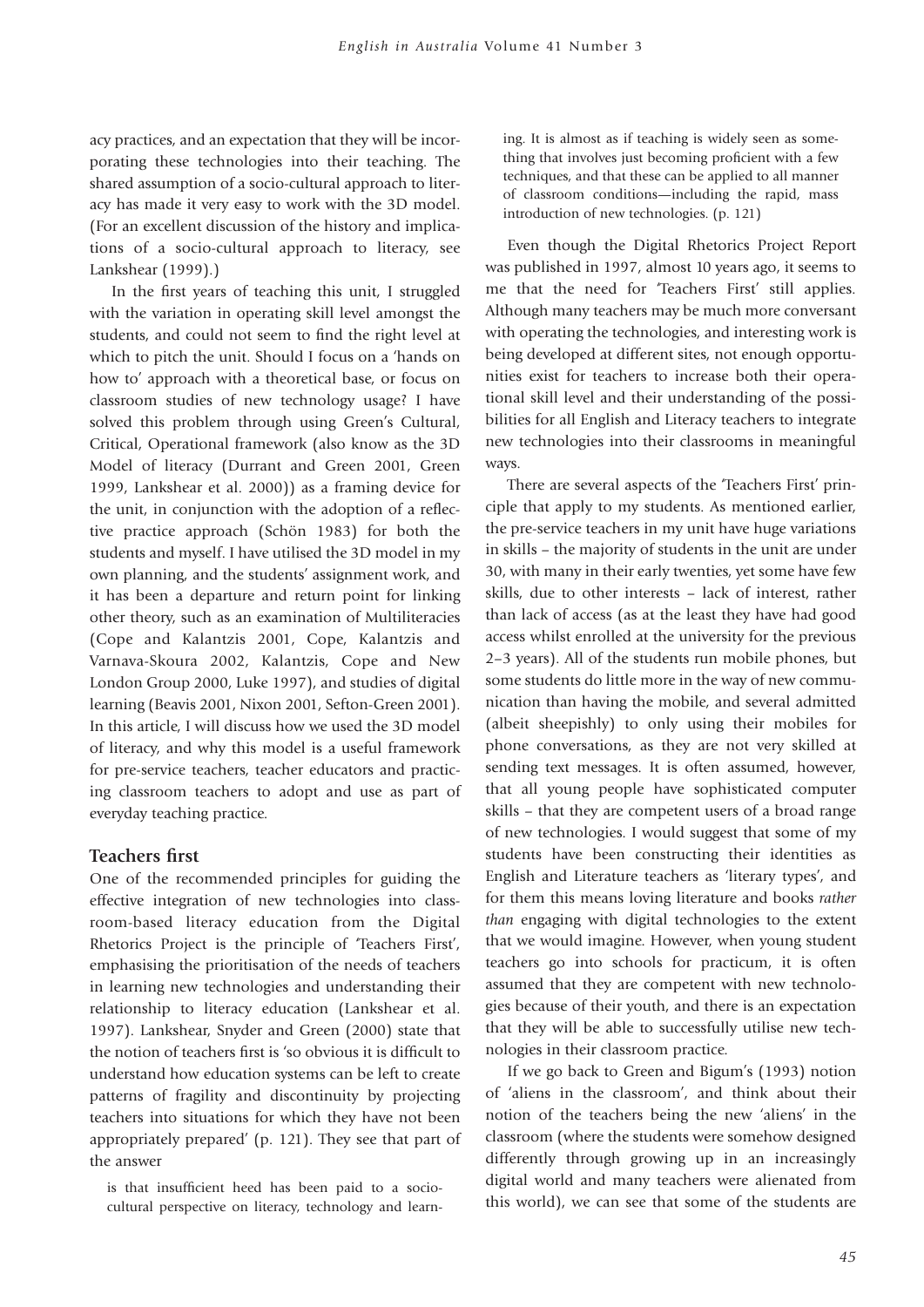acy practices, and an expectation that they will be incorporating these technologies into their teaching. The shared assumption of a socio-cultural approach to literacy has made it very easy to work with the 3D model. (For an excellent discussion of the history and implications of a socio-cultural approach to literacy, see Lankshear (1999).)

In the first years of teaching this unit, I struggled with the variation in operating skill level amongst the students, and could not seem to find the right level at which to pitch the unit. Should I focus on a 'hands on how to' approach with a theoretical base, or focus on classroom studies of new technology usage? I have solved this problem through using Green's Cultural, Critical, Operational framework (also know as the 3D Model of literacy (Durrant and Green 2001, Green 1999, Lankshear et al. 2000)) as a framing device for the unit, in conjunction with the adoption of a reflective practice approach (Schön 1983) for both the students and myself. I have utilised the 3D model in my own planning, and the students' assignment work, and it has been a departure and return point for linking other theory, such as an examination of Multiliteracies (Cope and Kalantzis 2001, Cope, Kalantzis and Varnava-Skoura 2002, Kalantzis, Cope and New London Group 2000, Luke 1997), and studies of digital learning (Beavis 2001, Nixon 2001, Sefton-Green 2001). In this article, I will discuss how we used the 3D model of literacy, and why this model is a useful framework for pre-service teachers, teacher educators and practicing classroom teachers to adopt and use as part of everyday teaching practice.

## Teachers first

One of the recommended principles for guiding the effective integration of new technologies into classroom-based literacy education from the Digital Rhetorics Project is the principle of 'Teachers First', emphasising the prioritisation of the needs of teachers in learning new technologies and understanding their relationship to literacy education (Lankshear et al. 1997). Lankshear, Snyder and Green (2000) state that the notion of teachers first is 'so obvious it is difficult to understand how education systems can be left to create patterns of fragility and discontinuity by projecting teachers into situations for which they have not been appropriately prepared' (p. 121). They see that part of the answer

> is that insufficient heed has been paid to a socio-cultural perspective on literacy, technology and learning. It is almost as if teaching is widely seen as something that involves just becoming proficient with a few techniques, and that these can be applied to all manner of classroom conditions—including the rapid, mass introduction of new technologies. (p. 121)

Even though the Digital Rhetorics Project Report was published in 1997, almost 10 years ago, it seems to me that the need for 'Teachers First' still applies. Although many teachers may be much more conversant with operating the technologies, and interesting work is being developed at different sites, not enough opportunities exist for teachers to increase both their operational skill level and their understanding of the possibilities for all English and Literacy teachers to integrate new technologies into their classrooms in meaningful ways.

There are several aspects of the 'Teachers First' principle that apply to my students. As mentioned earlier, the pre-service teachers in my unit have huge variations in skills – the majority of students in the unit are under 30, with many in their early twenties, yet some have few skills, due to other interests – lack of interest, rather than lack of access (as at the least they have had good access whilst enrolled at the university for the previous 2–3 years). All of the students run mobile phones, but some students do little more in the way of new communication than having the mobile, and several admitted (albeit sheepishly) to only using their mobiles for phone conversations, as they are not very skilled at sending text messages. It is often assumed, however, that all young people have sophisticated computer skills – that they are competent users of a broad range of new technologies. I would suggest that some of my students have been constructing their identities as English and Literature teachers as 'literary types', and for them this means loving literature and books *rather than* engaging with digital technologies to the extent that we would imagine. However, when young student teachers go into schools for practicum, it is often assumed that they are competent with new technologies because of their youth, and there is an expectation that they will be able to successfully utilise new technologies in their classroom practice.

If we go back to Green and Bigum's (1993) notion of 'aliens in the classroom', and think about their notion of the teachers being the new 'aliens' in the classroom (where the students were somehow designed differently through growing up in an increasingly digital world and many teachers were alienated from this world), we can see that some of the students are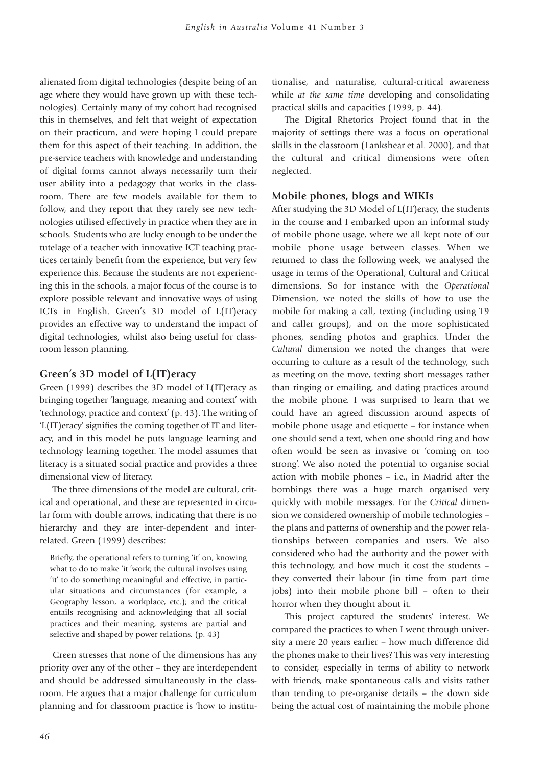alienated from digital technologies (despite being of an age where they would have grown up with these technologies). Certainly many of my cohort had recognised this in themselves, and felt that weight of expectation on their practicum, and were hoping I could prepare them for this aspect of their teaching. In addition, the pre-service teachers with knowledge and understanding of digital forms cannot always necessarily turn their user ability into a pedagogy that works in the classroom. There are few models available for them to follow, and they report that they rarely see new technologies utilised effectively in practice when they are in schools. Students who are lucky enough to be under the tutelage of a teacher with innovative ICT teaching practices certainly benefit from the experience, but very few experience this. Because the students are not experiencing this in the schools, a major focus of the course is to explore possible relevant and innovative ways of using ICTs in English. Green's 3D model of L(IT)eracy provides an effective way to understand the impact of digital technologies, whilst also being useful for classroom lesson planning.

## Green's 3D model of L(IT)eracy

Green (1999) describes the 3D model of L(IT)eracy as bringing together 'language, meaning and context' with 'technology, practice and context' (p. 43). The writing of 'L(IT)eracy' signifies the coming together of IT and literacy, and in this model he puts language learning and technology learning together. The model assumes that literacy is a situated social practice and provides a three dimensional view of literacy.

The three dimensions of the model are cultural, critical and operational, and these are represented in circular form with double arrows, indicating that there is no hierarchy and they are inter-dependent and inter-related. Green (1999) describes:

> Briefly, the operational refers to turning 'it' on, knowing what to do to make 'it 'work; the cultural involves using 'it' to do something meaningful and effective, in particular situations and circumstances (for example, a Geography lesson, a workplace, etc.); and the critical entails recognising and acknowledging that all social practices and their meaning, systems are partial and selective and shaped by power relations. (p. 43)

Green stresses that none of the dimensions has any priority over any of the other – they are interdependent and should be addressed simultaneously in the classroom. He argues that a major challenge for curriculum planning and for classroom practice is 'how to institutionalise, and naturalise, cultural-critical awareness while *at the same time* developing and consolidating practical skills and capacities (1999, p. 44).

The Digital Rhetorics Project found that in the majority of settings there was a focus on operational skills in the classroom (Lankshear et al. 2000), and that the cultural and critical dimensions were often neglected.

## Mobile phones, blogs and WIKIs

After studying the 3D Model of L(IT)eracy, the students in the course and I embarked upon an informal study of mobile phone usage, where we all kept note of our mobile phone usage between classes. When we returned to class the following week, we analysed the usage in terms of the Operational, Cultural and Critical dimensions. So for instance with the *Operational* Dimension, we noted the skills of how to use the mobile for making a call, texting (including using T9 and caller groups), and on the more sophisticated phones, sending photos and graphics. Under the *Cultural* dimension we noted the changes that were occurring to culture as a result of the technology, such as meeting on the move, texting short messages rather than ringing or emailing, and dating practices around the mobile phone. I was surprised to learn that we could have an agreed discussion around aspects of mobile phone usage and etiquette – for instance when one should send a text, when one should ring and how often would be seen as invasive or 'coming on too strong'. We also noted the potential to organise social action with mobile phones – i.e., in Madrid after the bombings there was a huge march organised very quickly with mobile messages. For the *Critical* dimension we considered ownership of mobile technologies – the plans and patterns of ownership and the power relationships between companies and users. We also considered who had the authority and the power with this technology, and how much it cost the students – they converted their labour (in time from part time jobs) into their mobile phone bill – often to their horror when they thought about it.

This project captured the students' interest. We compared the practices to when I went through university a mere 20 years earlier – how much difference did the phones make to their lives? This was very interesting to consider, especially in terms of ability to network with friends, make spontaneous calls and visits rather than tending to pre-organise details – the down side being the actual cost of maintaining the mobile phone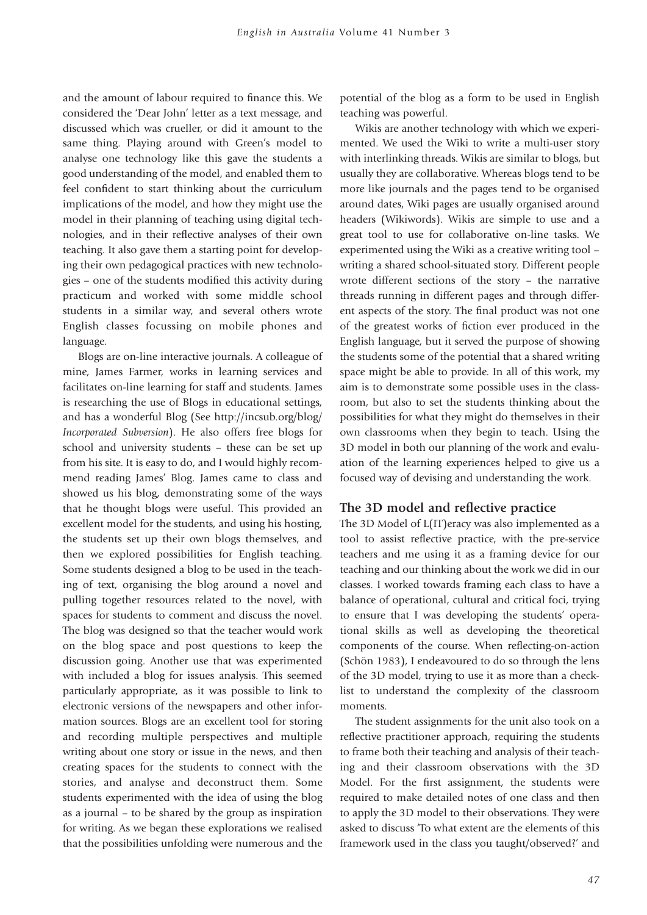and the amount of labour required to finance this. We considered the 'Dear John' letter as a text message, and discussed which was crueller, or did it amount to the same thing. Playing around with Green's model to analyse one technology like this gave the students a good understanding of the model, and enabled them to feel confident to start thinking about the curriculum implications of the model, and how they might use the model in their planning of teaching using digital technologies, and in their reflective analyses of their own teaching. It also gave them a starting point for developing their own pedagogical practices with new technologies – one of the students modified this activity during practicum and worked with some middle school students in a similar way, and several others wrote English classes focussing on mobile phones and language.

Blogs are on-line interactive journals. A colleague of mine, James Farmer, works in learning services and facilitates on-line learning for staff and students. James is researching the use of Blogs in educational settings, and has a wonderful Blog (See http://incsub.org/blog/ *Incorporated Subversion*). He also offers free blogs for school and university students – these can be set up from his site. It is easy to do, and I would highly recommend reading James' Blog. James came to class and showed us his blog, demonstrating some of the ways that he thought blogs were useful. This provided an excellent model for the students, and using his hosting, the students set up their own blogs themselves, and then we explored possibilities for English teaching. Some students designed a blog to be used in the teaching of text, organising the blog around a novel and pulling together resources related to the novel, with spaces for students to comment and discuss the novel. The blog was designed so that the teacher would work on the blog space and post questions to keep the discussion going. Another use that was experimented with included a blog for issues analysis. This seemed particularly appropriate, as it was possible to link to electronic versions of the newspapers and other information sources. Blogs are an excellent tool for storing and recording multiple perspectives and multiple writing about one story or issue in the news, and then creating spaces for the students to connect with the stories, and analyse and deconstruct them. Some students experimented with the idea of using the blog as a journal – to be shared by the group as inspiration for writing. As we began these explorations we realised that the possibilities unfolding were numerous and the potential of the blog as a form to be used in English teaching was powerful.

Wikis are another technology with which we experimented. We used the Wiki to write a multi-user story with interlinking threads. Wikis are similar to blogs, but usually they are collaborative. Whereas blogs tend to be more like journals and the pages tend to be organised around dates, Wiki pages are usually organised around headers (Wikiwords). Wikis are simple to use and a great tool to use for collaborative on-line tasks. We experimented using the Wiki as a creative writing tool – writing a shared school-situated story. Different people wrote different sections of the story – the narrative threads running in different pages and through different aspects of the story. The final product was not one of the greatest works of fiction ever produced in the English language, but it served the purpose of showing the students some of the potential that a shared writing space might be able to provide. In all of this work, my aim is to demonstrate some possible uses in the classroom, but also to set the students thinking about the possibilities for what they might do themselves in their own classrooms when they begin to teach. Using the 3D model in both our planning of the work and evaluation of the learning experiences helped to give us a focused way of devising and understanding the work.

## The 3D model and reflective practice

The 3D Model of L(IT)eracy was also implemented as a tool to assist reflective practice, with the pre-service teachers and me using it as a framing device for our teaching and our thinking about the work we did in our classes. I worked towards framing each class to have a balance of operational, cultural and critical foci, trying to ensure that I was developing the students' operational skills as well as developing the theoretical components of the course. When reflecting-on-action (Schön 1983), I endeavoured to do so through the lens of the 3D model, trying to use it as more than a checklist to understand the complexity of the classroom moments.

The student assignments for the unit also took on a reflective practitioner approach, requiring the students to frame both their teaching and analysis of their teaching and their classroom observations with the 3D Model. For the first assignment, the students were required to make detailed notes of one class and then to apply the 3D model to their observations. They were asked to discuss 'To what extent are the elements of this framework used in the class you taught/observed?' and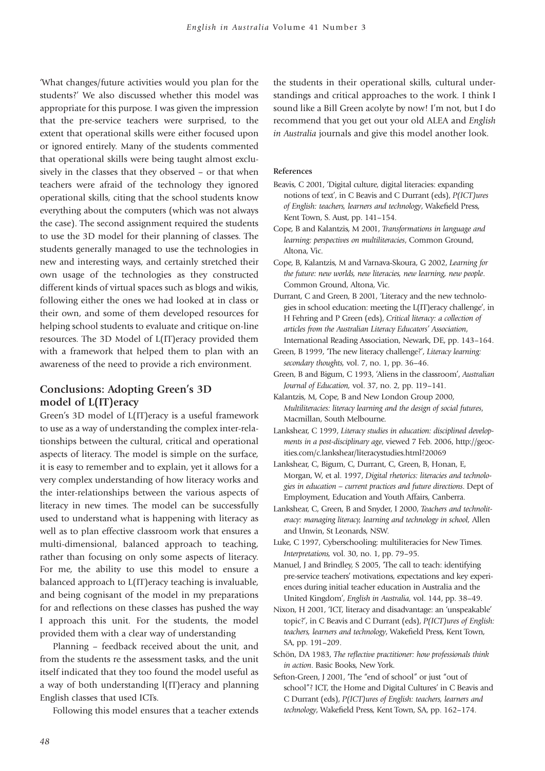'What changes/future activities would you plan for the students?' We also discussed whether this model was appropriate for this purpose. I was given the impression that the pre-service teachers were surprised, to the extent that operational skills were either focused upon or ignored entirely. Many of the students commented that operational skills were being taught almost exclusively in the classes that they observed – or that when teachers were afraid of the technology they ignored operational skills, citing that the school students know everything about the computers (which was not always the case). The second assignment required the students to use the 3D model for their planning of classes. The students generally managed to use the technologies in new and interesting ways, and certainly stretched their own usage of the technologies as they constructed different kinds of virtual spaces such as blogs and wikis, following either the ones we had looked at in class or their own, and some of them developed resources for helping school students to evaluate and critique on-line resources. The 3D Model of L(IT)eracy provided them with a framework that helped them to plan with an awareness of the need to provide a rich environment.

## Conclusions: Adopting Green's 3D model of L(IT)eracy

Green's 3D model of L(IT)eracy is a useful framework to use as a way of understanding the complex inter-relationships between the cultural, critical and operational aspects of literacy. The model is simple on the surface, it is easy to remember and to explain, yet it allows for a very complex understanding of how literacy works and the inter-relationships between the various aspects of literacy in new times. The model can be successfully used to understand what is happening with literacy as well as to plan effective classroom work that ensures a multi-dimensional, balanced approach to teaching, rather than focusing on only some aspects of literacy. For me, the ability to use this model to ensure a balanced approach to L(IT)eracy teaching is invaluable, and being cognisant of the model in my preparations for and reflections on these classes has pushed the way I approach this unit. For the students, the model provided them with a clear way of understanding

Planning – feedback received about the unit, and from the students re the assessment tasks, and the unit itself indicated that they too found the model useful as a way of both understanding l(IT)eracy and planning English classes that used ICTs.

Following this model ensures that a teacher extends the students in their operational skills, cultural understandings and critical approaches to the work. I think I sound like a Bill Green acolyte by now! I'm not, but I do recommend that you get out your old ALEA and *English in Australia* journals and give this model another look.

#### References

Beavis, C 2001, 'Digital culture, digital literacies: expanding notions of text', in C Beavis and C Durrant (eds), *P(ICT)ures of English: teachers, learners and technology*, Wakefield Press, Kent Town, S. Aust, pp. 141–154.

Cope, B and Kalantzis, M 2001, *Transformations in language and learning: perspectives on multiliteracies*, Common Ground, Altona, Vic.

Cope, B, Kalantzis, M and Varnava-Skoura, G 2002, *Learning for the future: new worlds, new literacies, new learning, new people*. Common Ground, Altona, Vic.

Durrant, C and Green, B 2001, 'Literacy and the new technologies in school education: meeting the L(IT)eracy challenge', in H Fehring and P Green (eds), *Critical literacy: a collection of articles from the Australian Literacy Educators' Association*, International Reading Association, Newark, DE, pp. 143–164.

Green, B 1999, 'The new literacy challenge?', *Literacy learning: secondary thoughts,* vol. 7, no. 1, pp. 36–46.

Green, B and Bigum, C 1993, 'Aliens in the classroom', *Australian Journal of Education,* vol. 37, no. 2, pp. 119–141.

Kalantzis, M, Cope, B and New London Group 2000, *Multiliteracies: literacy learning and the design of social futures*, Macmillan, South Melbourne.

Lankshear, C 1999, *Literacy studies in education: disciplined developments in a post-disciplinary age*, viewed 7 Feb. 2006, http://geocities.com/c.lankshear/literacystudies.html?20069

Lankshear, C, Bigum, C, Durrant, C, Green, B, Honan, E, Morgan, W, et al. 1997, *Digital rhetorics: literacies and technologies in education – current practices and future directions*. Dept of Employment, Education and Youth Affairs, Canberra.

Lankshear, C, Green, B and Snyder, I 2000, *Teachers and technoliteracy: managing literacy, learning and technology in school,* Allen and Unwin, St Leonards, NSW.

Luke, C 1997, Cyberschooling: multiliteracies for New Times. *Interpretations,* vol. 30, no. 1, pp. 79–95.

Manuel, J and Brindley, S 2005, 'The call to teach: identifying pre-service teachers' motivations, expectations and key experiences during initial teacher education in Australia and the United Kingdom', *English in Australia,* vol. 144, pp. 38–49.

Nixon, H 2001, 'ICT, literacy and disadvantage: an 'unspeakable' topic?', in C Beavis and C Durrant (eds), *P(ICT)ures of English: teachers, learners and technology*, Wakefield Press, Kent Town, SA, pp. 191–209.

Schön, DA 1983, *The reflective practitioner: how professionals think in action*. Basic Books, New York.

Sefton-Green, J 2001, 'The "end of school" or just "out of school"? ICT, the Home and Digital Cultures' in C Beavis and C Durrant (eds), *P(ICT)ures of English: teachers, learners and technology*, Wakefield Press, Kent Town, SA, pp. 162–174.